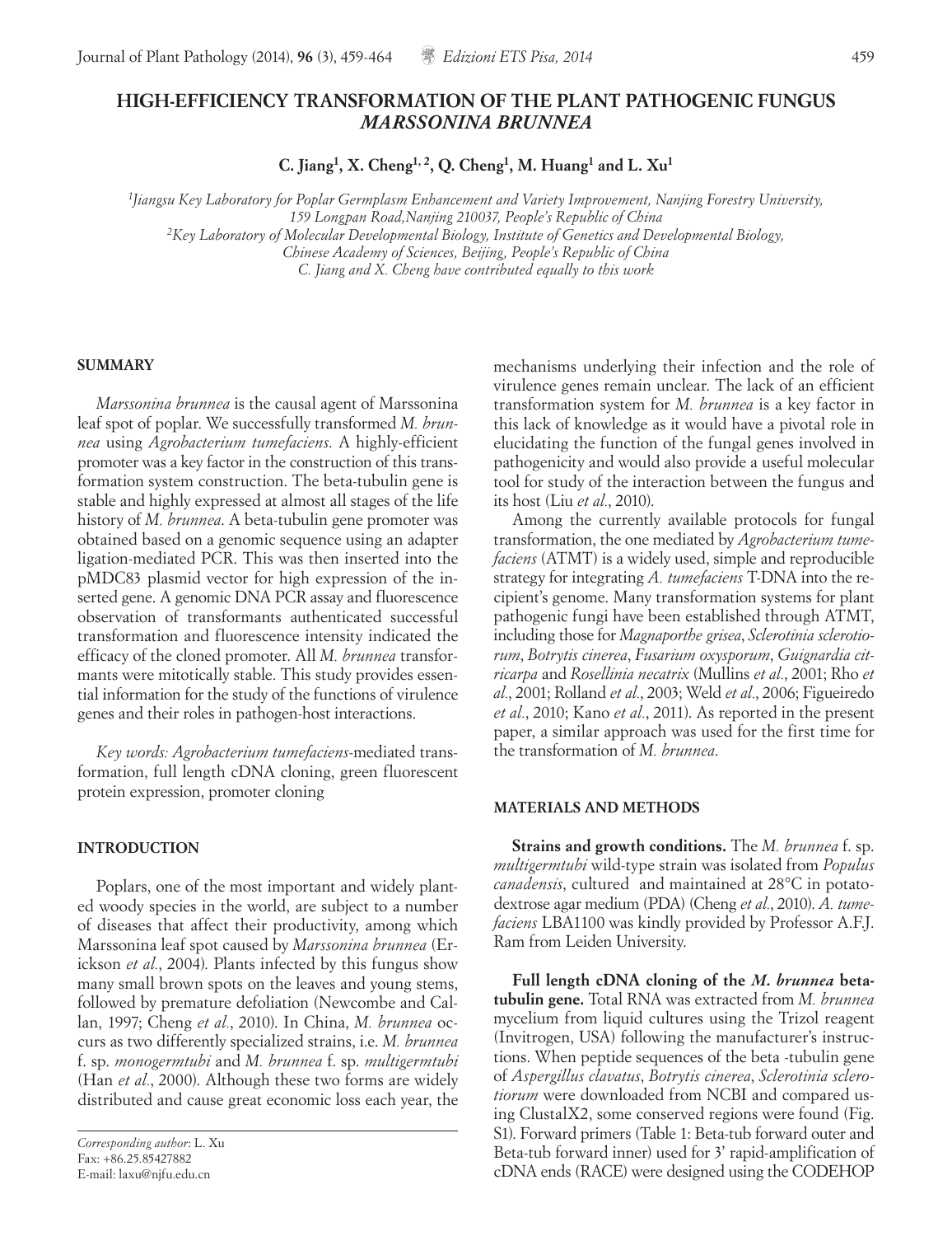# HIGH-EFFICIENCY TRANSFORMATION OF THE PLANT PATHOGENIC FUNGUS *MARSSONINA BRUNNEA*

**C. Jiang[1], X. Cheng[1, 2], Q. Cheng[1], M. Huang[1] and L. Xu[1]**

*[1]Jiangsu Key Laboratory for Poplar Germplasm Enhancement and Variety Improvement, Nanjing Forestry University, 159 Longpan Road,Nanjing 210037, People's Republic of China*
*[2]Key Laboratory of Molecular Developmental Biology, Institute of Genetics and Developmental Biology, Chinese Academy of Sciences, Beijing, People's Republic of China*
*C. Jiang and X. Cheng have contributed equally to this work*

## SUMMARY

*Marssonina brunnea* is the causal agent of Marssonina leaf spot of poplar. We successfully transformed *M. brunnea* using *Agrobacterium tumefaciens*. A highly-efficient promoter was a key factor in the construction of this transformation system construction. The beta-tubulin gene is stable and highly expressed at almost all stages of the life history of *M. brunnea*. A beta-tubulin gene promoter was obtained based on a genomic sequence using an adapter ligation-mediated PCR. This was then inserted into the pMDC83 plasmid vector for high expression of the inserted gene. A genomic DNA PCR assay and fluorescence observation of transformants authenticated successful transformation and fluorescence intensity indicated the efficacy of the cloned promoter. All *M. brunnea* transformants were mitotically stable. This study provides essential information for the study of the functions of virulence genes and their roles in pathogen-host interactions.

*Key words: Agrobacterium tumefaciens*-mediated transformation, full length cDNA cloning, green fluorescent protein expression, promoter cloning

## INTRODUCTION

Poplars, one of the most important and widely planted woody species in the world, are subject to a number of diseases that affect their productivity, among which Marssonina leaf spot caused by *Marssonina brunnea* (Erickson *et al.*, 2004). Plants infected by this fungus show many small brown spots on the leaves and young stems, followed by premature defoliation (Newcombe and Callan, 1997; Cheng *et al.*, 2010). In China, *M. brunnea* occurs as two differently specialized strains, i.e. *M. brunnea* f. sp. *monogermtubi* and *M. brunnea* f. sp. *multigermtubi* (Han *et al.*, 2000). Although these two forms are widely distributed and cause great economic loss each year, the mechanisms underlying their infection and the role of virulence genes remain unclear. The lack of an efficient transformation system for *M. brunnea* is a key factor in this lack of knowledge as it would have a pivotal role in elucidating the function of the fungal genes involved in pathogenicity and would also provide a useful molecular tool for study of the interaction between the fungus and its host (Liu *et al.*, 2010).

Among the currently available protocols for fungal transformation, the one mediated by *Agrobacterium tumefaciens* (ATMT) is a widely used, simple and reproducible strategy for integrating *A. tumefaciens* T-DNA into the recipient's genome. Many transformation systems for plant pathogenic fungi have been established through ATMT, including those for *Magnaporthe grisea*, *Sclerotinia sclerotiorum*, *Botrytis cinerea*, *Fusarium oxysporum*, *Guignardia citricarpa* and *Rosellinia necatrix* (Mullins *et al.*, 2001; Rho *et al.*, 2001; Rolland *et al.*, 2003; Weld *et al.*, 2006; Figueiredo *et al.*, 2010; Kano *et al.*, 2011). As reported in the present paper, a similar approach was used for the first time for the transformation of *M. brunnea*.

## MATERIALS AND METHODS

**Strains and growth conditions.** The *M. brunnea* f. sp. *multigermtubi* wild-type strain was isolated from *Populus canadensis*, cultured and maintained at 28°C in potato-dextrose agar medium (PDA) (Cheng *et al.*, 2010). *A. tumefaciens* LBA1100 was kindly provided by Professor A.F.J. Ram from Leiden University.

**Full length cDNA cloning of the *M. brunnea* beta-tubulin gene.** Total RNA was extracted from *M. brunnea* mycelium from liquid cultures using the Trizol reagent (Invitrogen, USA) following the manufacturer's instructions. When peptide sequences of the beta -tubulin gene of *Aspergillus clavatus*, *Botrytis cinerea*, *Sclerotinia sclerotiorum* were downloaded from NCBI and compared using ClustalX2, some conserved regions were found (Fig. S1). Forward primers (Table 1: Beta-tub forward outer and Beta-tub forward inner) used for 3' rapid-amplification of cDNA ends (RACE) were designed using the CODEHOP

*Corresponding author*: L. Xu
Fax: +86.25.85427882
E-mail: laxu@njfu.edu.cn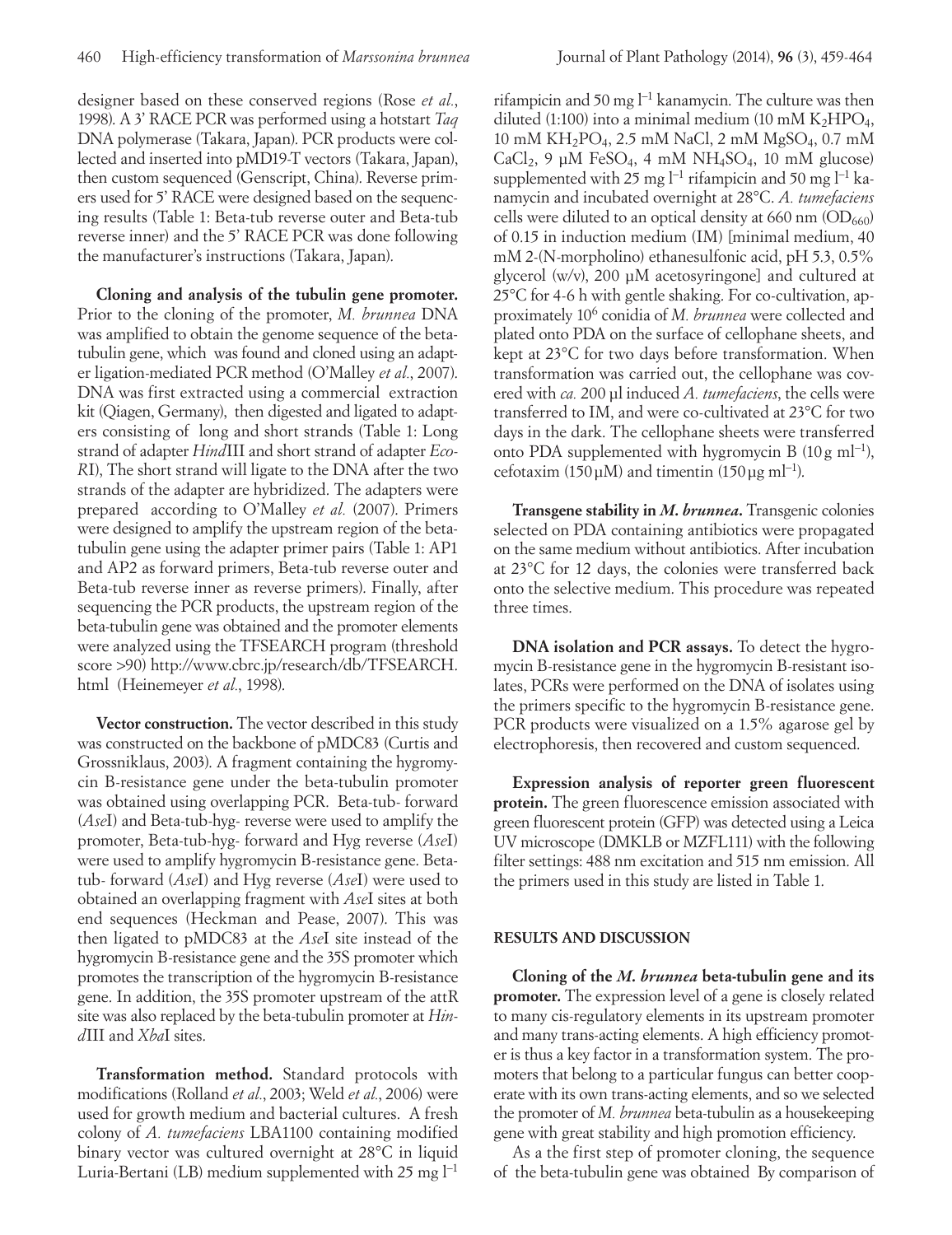designer based on these conserved regions (Rose *et al*., 1998). A 3' RACE PCR was performed using a hotstart *Taq* DNA polymerase (Takara, Japan). PCR products were collected and inserted into pMD19-T vectors (Takara, Japan), then custom sequenced (Genscript, China). Reverse primers used for 5' RACE were designed based on the sequencing results (Table 1: Beta-tub reverse outer and Beta-tub reverse inner) and the 5' RACE PCR was done following the manufacturer's instructions (Takara, Japan).

**Cloning and analysis of the tubulin gene promoter.** Prior to the cloning of the promoter, *M. brunnea* DNA was amplified to obtain the genome sequence of the beta-tubulin gene, which was found and cloned using an adapter ligation-mediated PCR method (O'Malley *et al*., 2007). DNA was first extracted using a commercial extraction kit (Qiagen, Germany), then digested and ligated to adapters consisting of long and short strands (Table 1: Long strand of adapter *Hind*III and short strand of adapter *Eco-R*I), The short strand will ligate to the DNA after the two strands of the adapters are hybridized. The adapters were prepared according to O'Malley *et al.* (2007). Primers were designed to amplify the upstream region of the beta-tubulin gene using the adapter primer pairs (Table 1: AP1 and AP2 as forward primers, Beta-tub reverse outer and Beta-tub reverse inner as reverse primers). Finally, after sequencing the PCR products, the upstream region of the beta-tubulin gene was obtained and the promoter elements were analyzed using the TFSEARCH program (threshold score >90) http://www.cbrc.jp/research/db/TFSEARCH.html (Heinemeyer *et al*., 1998).

**Vector construction.** The vector described in this study was constructed on the backbone of pMDC83 (Curtis and Grossniklaus, 2003). A fragment containing the hygromycin B-resistance gene under the beta-tubulin promoter was obtained using overlapping PCR. Beta-tub- forward (*Ase*I) and Beta-tub-hyg- reverse were used to amplify the promoter, Beta-tub-hyg- forward and Hyg reverse (*Ase*I) were used to amplify hygromycin B-resistance gene. Beta-tub- forward (*Ase*I) and Hyg reverse (*Ase*I) were used to obtained an overlapping fragment with *Ase*I sites at both end sequences (Heckman and Pease, 2007). This was then ligated to pMDC83 at the *Ase*I site instead of the hygromycin B-resistance gene and the 35S promoter which promotes the transcription of the hygromycin B-resistance gene. In addition, the 35S promoter upstream of the attR site was also replaced by the beta-tubulin promoter at *Hin-d*III and *Xba*I sites.

**Transformation method.** Standard protocols with modifications (Rolland *et al*., 2003; Weld *et al*., 2006) were used for growth medium and bacterial cultures. A fresh colony of *A. tumefaciens* LBA1100 containing modified binary vector was cultured overnight at 28°C in liquid Luria-Bertani (LB) medium supplemented with 25 mg $l^{-1}$ rifampicin and 50 mg $l^{-1}$ kanamycin. The culture was then diluted (1:100) into a minimal medium (10 mM $K_2HPO_4$, 10 mM $KH_2PO_4$, 2.5 mM NaCl, 2 mM $MgSO_4$, 0.7 mM $CaCl_2$, 9 μM $FeSO_4$, 4 mM $NH_4SO_4$, 10 mM glucose) supplemented with 25 mg $l^{-1}$ rifampicin and 50 mg $l^{-1}$ kanamycin and incubated overnight at 28°C. *A. tumefaciens* cells were diluted to an optical density at 660 nm ($OD_{660}$) of 0.15 in induction medium (IM) [minimal medium, 40 mM 2-(N-morpholino) ethanesulfonic acid, pH 5.3, 0.5% glycerol (w/v), 200 μM acetosyringone] and cultured at 25°C for 4-6 h with gentle shaking. For co-cultivation, approximately $10^6$ conidia of *M. brunnea* were collected and plated onto PDA on the surface of cellophane sheets, and kept at 23°C for two days before transformation. When transformation was carried out, the cellophane was covered with *ca.* 200 μl induced *A. tumefaciens*, the cells were transferred to IM, and were co-cultivated at 23°C for two days in the dark. The cellophane sheets were transferred onto PDA supplemented with hygromycin B (10 g $ml^{-1}$), cefotaxim (150 μM) and timentin (150 μg $ml^{-1}$).

**Transgene stability in *M. brunnea*.** Transgenic colonies selected on PDA containing antibiotics were propagated on the same medium without antibiotics. After incubation at 23°C for 12 days, the colonies were transferred back onto the selective medium. This procedure was repeated three times.

**DNA isolation and PCR assays.** To detect the hygromycin B-resistance gene in the hygromycin B-resistant isolates, PCRs were performed on the DNA of isolates using the primers specific to the hygromycin B-resistance gene. PCR products were visualized on a 1.5% agarose gel by electrophoresis, then recovered and custom sequenced.

**Expression analysis of reporter green fluorescent protein.** The green fluorescence emission associated with green fluorescent protein (GFP) was detected using a Leica UV microscope (DMKLB or MZFL111) with the following filter settings: 488 nm excitation and 515 nm emission. All the primers used in this study are listed in Table 1.

## RESULTS AND DISCUSSION

**Cloning of the *M. brunnea* beta-tubulin gene and its promoter.** The expression level of a gene is closely related to many cis-regulatory elements in its upstream promoter and many trans-acting elements. A high efficiency promoter is thus a key factor in a transformation system. The promoters that belong to a particular fungus can better cooperate with its own trans-acting elements, and so we selected the promoter of *M. brunnea* beta-tubulin as a housekeeping gene with great stability and high promotion efficiency.

As a the first step of promoter cloning, the sequence of the beta-tubulin gene was obtained By comparison of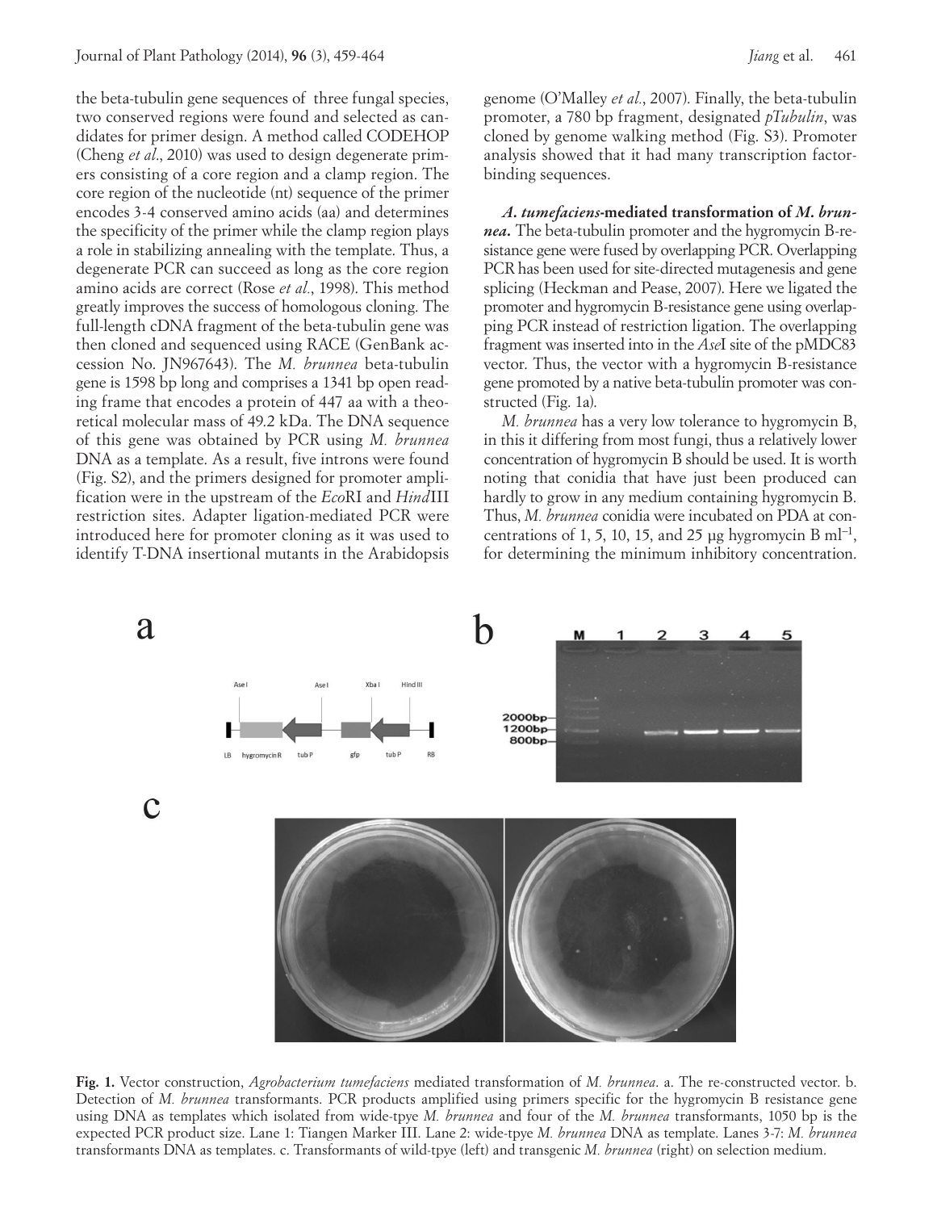the beta-tubulin gene sequences of three fungal species, two conserved regions were found and selected as candidates for primer design. A method called CODEHOP (Cheng *et al*., 2010) was used to design degenerate primers consisting of a core region and a clamp region. The core region of the nucleotide (nt) sequence of the primer encodes 3-4 conserved amino acids (aa) and determines the specificity of the primer while the clamp region plays a role in stabilizing annealing with the template. Thus, a degenerate PCR can succeed as long as the core region amino acids are correct (Rose *et al*., 1998). This method greatly improves the success of homologous cloning. The full-length cDNA fragment of the beta-tubulin gene was then cloned and sequenced using RACE (GenBank accession No. JN967643). The *M. brunnea* beta-tubulin gene is 1598 bp long and comprises a 1341 bp open reading frame that encodes a protein of 447 aa with a theoretical molecular mass of 49.2 kDa. The DNA sequence of this gene was obtained by PCR using *M. brunnea* DNA as a template. As a result, five introns were found (Fig. S2), and the primers designed for promoter amplification were in the upstream of the *Eco*RI and *Hind*III restriction sites. Adapter ligation-mediated PCR were introduced here for promoter cloning as it was used to identify T-DNA insertional mutants in the Arabidopsis genome (O'Malley *et al*., 2007). Finally, the beta-tubulin promoter, a 780 bp fragment, designated *pTubulin*, was cloned by genome walking method (Fig. S3). Promoter analysis showed that it had many transcription factor-binding sequences.

***A. tumefaciens*-mediated transformation of *M. brunnea*.** The beta-tubulin promoter and the hygromycin B-resistance gene were fused by overlapping PCR. Overlapping PCR has been used for site-directed mutagenesis and gene splicing (Heckman and Pease, 2007). Here we ligated the promoter and hygromycin B-resistance gene using overlapping PCR instead of restriction ligation. The overlapping fragment was inserted into in the *Ase*I site of the pMDC83 vector. Thus, the vector with a hygromycin B-resistance gene promoted by a native beta-tubulin promoter was constructed (Fig. 1a).

*M. brunnea* has a very low tolerance to hygromycin B, in this it differing from most fungi, thus a relatively lower concentration of hygromycin B should be used. It is worth noting that conidia that have just been produced can hardly to grow in any medium containing hygromycin B. Thus, *M. brunnea* conidia were incubated on PDA at concentrations of 1, 5, 10, 15, and 25 μg hygromycin B $ml^{-1}$, for determining the minimum inhibitory concentration.

**Fig. 1.** Vector construction, *Agrobacterium tumefaciens* mediated transformation of *M. brunnea*. a. The re-constructed vector. b. Detection of *M. brunnea* transformants. PCR products amplified using primers specific for the hygromycin B resistance gene using DNA as templates which isolated from wide-tpye *M. brunnea* and four of the *M. brunnea* transformants, 1050 bp is the expected PCR product size. Lane 1: Tiangen Marker III. Lane 2: wide-tpye *M. brunnea* DNA as template. Lanes 3-7: *M. brunnea* transformants DNA as templates. c. Transformants of wild-tpye (left) and transgenic *M. brunnea* (right) on selection medium.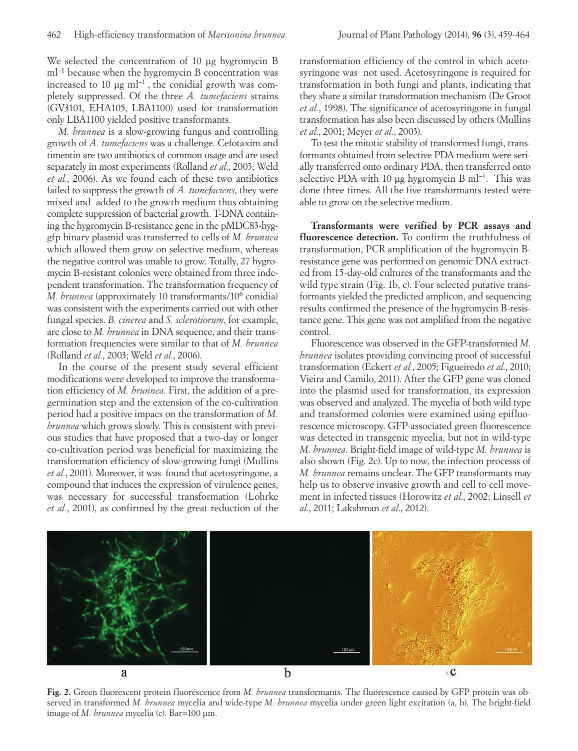We selected the concentration of 10 µg hygromycin B $ml^{-1}$ because when the hygromycin B concentration was increased to 10 µg $ml^{-1}$ , the conidial growth was completely suppressed. Of the three *A. tumefaciens* strains (GV3101, EHA105, LBA1100) used for transformation only LBA1100 yielded positive transformants.

*M. brunnea* is a slow-growing fungus and controlling growth of *A. tumefaciens* was a challenge. Cefotaxim and timentin are two antibiotics of common usage and are used separately in most experiments (Rolland *et al*., 2003; Weld *et al*., 2006). As we found each of these two antibiotics failed to suppress the growth of *A. tumefaciens*, they were mixed and added to the growth medium thus obtaining complete suppression of bacterial growth. T-DNA containing the hygromycin B-resistance gene in the pMDC83-hyg-gfp binary plasmid was transferred to cells of *M. brunnea* which allowed them grow on selective medium, whereas the negative control was unable to grow. Totally, 27 hygromycin B-resistant colonies were obtained from three independent transformation. The transformation frequency of *M. brunnea* (approximately 10 transformants/$10^6$ conidia) was consistent with the experiments carried out with other fungal species. *B. cinerea* and *S. sclerotiorum*, for example, are close to *M. brunnea* in DNA sequence, and their transformation frequencies were similar to that of *M. brunnea* (Rolland *et al*., 2003; Weld *et al*., 2006).

In the course of the present study several efficient modifications were developed to improve the transformation efficiency of *M. brunnea*. First, the addition of a pregermination step and the extension of the co-cultivation period had a positive impacs on the transformation of *M. brunnea* which grows slowly. This is consistent with previous studies that have proposed that a two-day or longer co-cultivation period was beneficial for maximizing the transformation efficiency of slow-growing fungi (Mullins *et al*., 2001). Moreover, it was found that acetosyringone, a compound that induces the expression of virulence genes, was necessary for successful transformation (Lohrke *et al*., 2001), as confirmed by the great reduction of the transformation efficiency of the control in which acetosyringone was not used. Acetosyringone is required for transformation in both fungi and plants, indicating that they share a similar transformation mechanism (De Groot *et al*., 1998). The significance of acetosyringone in fungal transformation has also been discussed by others (Mullins *et al*., 2001; Meyer *et al*., 2003).

To test the mitotic stability of transformed fungi, transformants obtained from selective PDA medium were serially transferred onto ordinary PDA, then transferred onto selective PDA with 10 µg hygromycin B $ml^{-1}$. This was done three times. All the five transformants tested were able to grow on the selective medium.

**Transformants were verified by PCR assays and fluorescence detection.** To confirm the truthfulness of transformation, PCR amplification of the hygromycin B-resistance gene was performed on genomic DNA extracted from 15-day-old cultures of the transformants and the wild type strain (Fig. 1b, c). Four selected putative transformants yielded the predicted amplicon, and sequencing results confirmed the presence of the hygromycin B-resistance gene. This gene was not amplified from the negative control.

Fluorescence was observed in the GFP-transformed *M. brunnea* isolates providing convincing proof of successful transformation (Eckert *et al*., 2005; Figueiredo *et al*., 2010; Vieira and Camilo, 2011). After the GFP gene was cloned into the plasmid used for transformation, its expression was observed and analyzed. The mycelia of both wild type and transformed colonies were examined using epifluorescence microscopy. GFP-associated green fluorescence was detected in transgenic mycelia, but not in wild-type *M. brunnea*. Bright-field image of wild-type *M. brunnea* is also shown (Fig. 2c). Up to now, the infection processs of *M. brunnea* remains unclear. The GFP transformants may help us to observe invasive growth and cell to cell movement in infected tissues (Horowitz *et al*., 2002; Linsell *et al*., 2011; Lakshman *et al*., 2012).

**Fig. 2.** Green fluorescent protein fluorescence from *M. brunnea* transformants. The fluorescence caused by GFP protein was observed in transformed *M. brunnea* mycelia and wide-type *M. brunnea* mycelia under green light excitation (a, b). The bright-field image of *M. brunnea* mycelia (c). Bar=100 µm.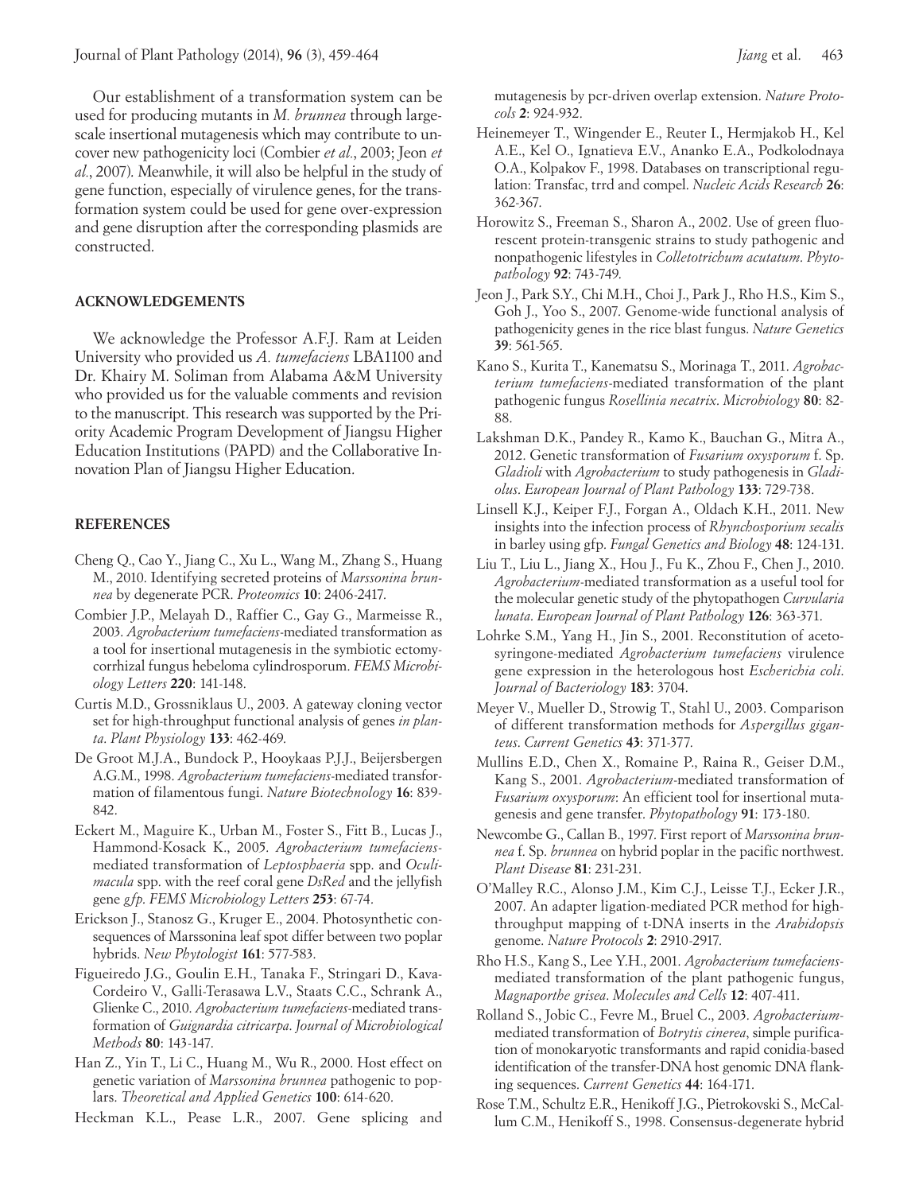Our establishment of a transformation system can be used for producing mutants in *M. brunnea* through large-scale insertional mutagenesis which may contribute to uncover new pathogenicity loci (Combier *et al*., 2003; Jeon *et al*., 2007). Meanwhile, it will also be helpful in the study of gene function, especially of virulence genes, for the transformation system could be used for gene over-expression and gene disruption after the corresponding plasmids are constructed.

## ACKNOWLEDGEMENTS

We acknowledge the Professor A.F.J. Ram at Leiden University who provided us *A. tumefaciens* LBA1100 and Dr. Khairy M. Soliman from Alabama A&M University who provided us for the valuable comments and revision to the manuscript. This research was supported by the Priority Academic Program Development of Jiangsu Higher Education Institutions (PAPD) and the Collaborative Innovation Plan of Jiangsu Higher Education.

## REFERENCES

Cheng Q., Cao Y., Jiang C., Xu L., Wang M., Zhang S., Huang M., 2010. Identifying secreted proteins of *Marssonina brunnea* by degenerate PCR. *Proteomics* **10**: 2406-2417.

Combier J.P., Melayah D., Raffier C., Gay G., Marmeisse R., 2003. *Agrobacterium tumefaciens*-mediated transformation as a tool for insertional mutagenesis in the symbiotic ectomycorrhizal fungus hebeloma cylindrosporum. *FEMS Microbiology Letters* **220**: 141-148.

Curtis M.D., Grossniklaus U., 2003. A gateway cloning vector set for high-throughput functional analysis of genes *in planta*. *Plant Physiology* **133**: 462-469.

De Groot M.J.A., Bundock P., Hooykaas P.J.J., Beijersbergen A.G.M., 1998. *Agrobacterium tumefaciens*-mediated transformation of filamentous fungi. *Nature Biotechnology* **16**: 839-842.

Eckert M., Maguire K., Urban M., Foster S., Fitt B., Lucas J., Hammond-Kosack K., 2005. *Agrobacterium tumefaciens*-mediated transformation of *Leptosphaeria* spp. and *Oculimacula* spp. with the reef coral gene *DsRed* and the jellyfish gene *gfp*. *FEMS Microbiology Letters* **253**: 67-74.

Erickson J., Stanosz G., Kruger E., 2004. Photosynthetic consequences of Marssonina leaf spot differ between two poplar hybrids. *New Phytologist* **161**: 577-583.

Figueiredo J.G., Goulin E.H., Tanaka F., Stringari D., Kava-Cordeiro V., Galli-Terasawa L.V., Staats C.C., Schrank A., Glienke C., 2010. *Agrobacterium tumefaciens*-mediated transformation of *Guignardia citricarpa*. *Journal of Microbiological Methods* **80**: 143-147.

Han Z., Yin T., Li C., Huang M., Wu R., 2000. Host effect on genetic variation of *Marssonina brunnea* pathogenic to poplars. *Theoretical and Applied Genetics* **100**: 614-620.

Heckman K.L., Pease L.R., 2007. Gene splicing and mutagenesis by pcr-driven overlap extension. *Nature Protocols* **2**: 924-932.

Heinemeyer T., Wingender E., Reuter I., Hermjakob H., Kel A.E., Kel O., Ignatieva E.V., Ananko E.A., Podkolodnaya O.A., Kolpakov F., 1998. Databases on transcriptional regulation: Transfac, trrd and compel. *Nucleic Acids Research* **26**: 362-367.

Horowitz S., Freeman S., Sharon A., 2002. Use of green fluorescent protein-transgenic strains to study pathogenic and nonpathogenic lifestyles in *Colletotrichum acutatum*. *Phytopathology* **92**: 743-749.

Jeon J., Park S.Y., Chi M.H., Choi J., Park J., Rho H.S., Kim S., Goh J., Yoo S., 2007. Genome-wide functional analysis of pathogenicity genes in the rice blast fungus. *Nature Genetics* **39**: 561-565.

Kano S., Kurita T., Kanematsu S., Morinaga T., 2011. *Agrobacterium tumefaciens*-mediated transformation of the plant pathogenic fungus *Rosellinia necatrix*. *Microbiology* **80**: 82-88.

Lakshman D.K., Pandey R., Kamo K., Bauchan G., Mitra A., 2012. Genetic transformation of *Fusarium oxysporum* f. Sp. *Gladioli* with *Agrobacterium* to study pathogenesis in *Gladiolus*. *European Journal of Plant Pathology* **133**: 729-738.

Linsell K.J., Keiper F.J., Forgan A., Oldach K.H., 2011. New insights into the infection process of *Rhynchosporium secalis* in barley using gfp. *Fungal Genetics and Biology* **48**: 124-131.

Liu T., Liu L., Jiang X., Hou J., Fu K., Zhou F., Chen J., 2010. *Agrobacterium*-mediated transformation as a useful tool for the molecular genetic study of the phytopathogen *Curvularia lunata*. *European Journal of Plant Pathology* **126**: 363-371.

Lohrke S.M., Yang H., Jin S., 2001. Reconstitution of acetosyringone-mediated *Agrobacterium tumefaciens* virulence gene expression in the heterologous host *Escherichia coli*. *Journal of Bacteriology* **183**: 3704.

Meyer V., Mueller D., Strowig T., Stahl U., 2003. Comparison of different transformation methods for *Aspergillus giganteus*. *Current Genetics* **43**: 371-377.

Mullins E.D., Chen X., Romaine P., Raina R., Geiser D.M., Kang S., 2001. *Agrobacterium*-mediated transformation of *Fusarium oxysporum*: An efficient tool for insertional mutagenesis and gene transfer. *Phytopathology* **91**: 173-180.

Newcombe G., Callan B., 1997. First report of *Marssonina brunnea* f. Sp. *brunnea* on hybrid poplar in the pacific northwest. *Plant Disease* **81**: 231-231.

O'Malley R.C., Alonso J.M., Kim C.J., Leisse T.J., Ecker J.R., 2007. An adapter ligation-mediated PCR method for high-throughput mapping of t-DNA inserts in the *Arabidopsis* genome. *Nature Protocols* **2**: 2910-2917.

Rho H.S., Kang S., Lee Y.H., 2001. *Agrobacterium tumefaciens*-mediated transformation of the plant pathogenic fungus, *Magnaporthe grisea*. *Molecules and Cells* **12**: 407-411.

Rolland S., Jobic C., Fevre M., Bruel C., 2003. *Agrobacterium*-mediated transformation of *Botrytis cinerea*, simple purification of monokaryotic transformants and rapid conidia-based identification of the transfer-DNA host genomic DNA flanking sequences. *Current Genetics* **44**: 164-171.

Rose T.M., Schultz E.R., Henikoff J.G., Pietrokovski S., McCallum C.M., Henikoff S., 1998. Consensus-degenerate hybrid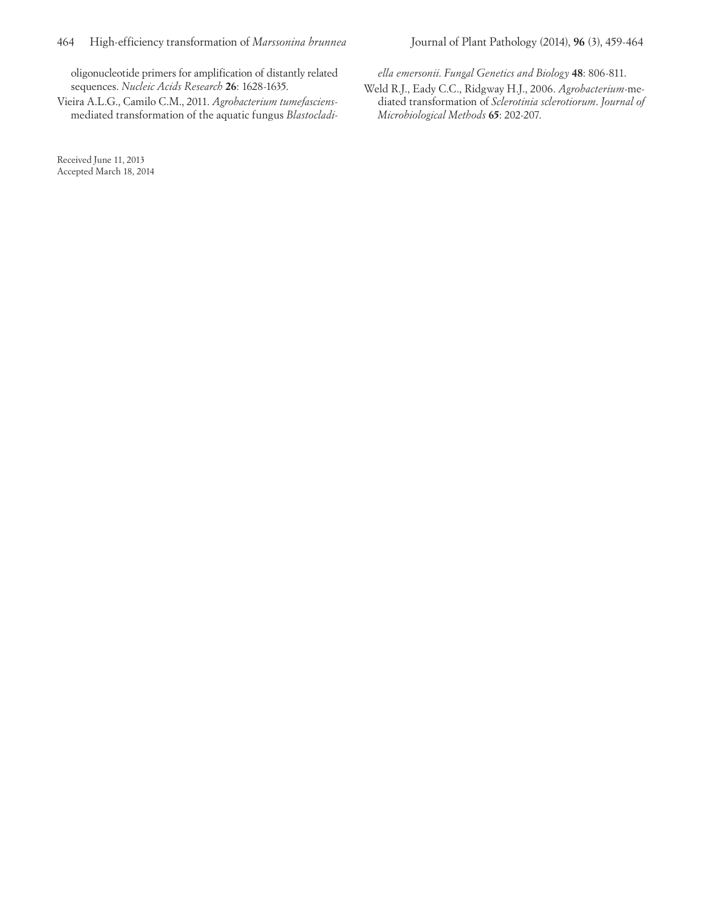oligonucleotide primers for amplification of distantly related sequences. *Nucleic Acids Research* **26**: 1628-1635.

Vieira A.L.G., Camilo C.M., 2011. *Agrobacterium tumefaciens*-mediated transformation of the aquatic fungus *Blastocladiella emersonii*. *Fungal Genetics and Biology* **48**: 806-811.

Weld R.J., Eady C.C., Ridgway H.J., 2006. *Agrobacterium*-mediated transformation of *Sclerotinia sclerotiorum*. *Journal of Microbiological Methods* **65**: 202-207.

Received June 11, 2013
Accepted March 18, 2014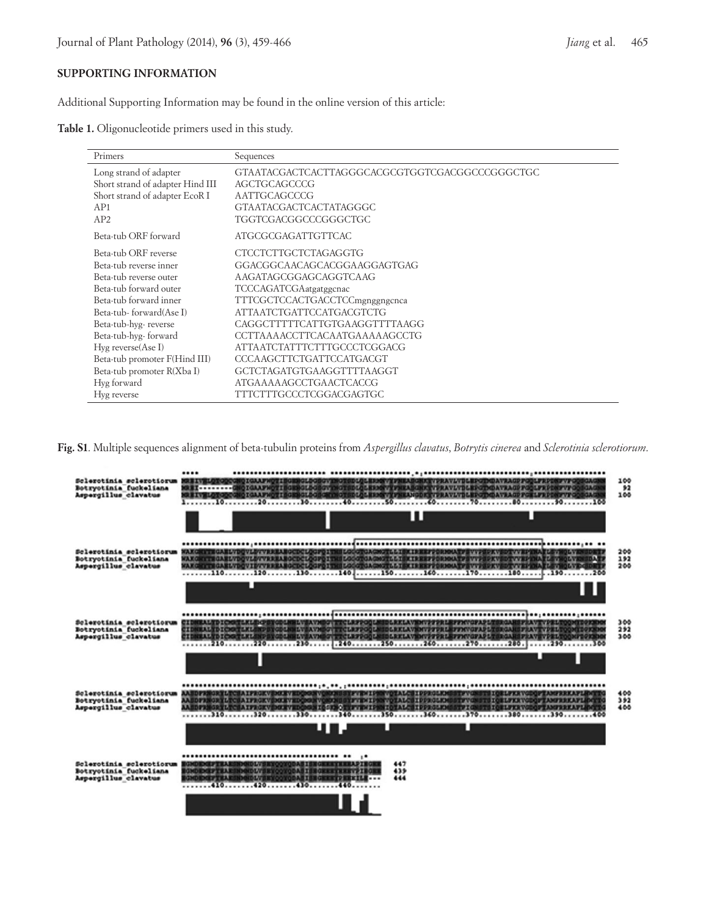## SUPPORTING INFORMATION

Additional Supporting Information may be found in the online version of this article:

**Table 1.** Oligonucleotide primers used in this study.

| Primers | Sequences |
|---|---|
| Long strand of adapter | GTAATACGACTCACTTAGGGCACGCGTGGTCGACGGCCCGGGCTGC |
| Short strand of adapter Hind III | AGCTGCAGCCCG |
| Short strand of adapter EcoR I | AATTGCAGCCCG |
| AP1 | GTAATACGACTCACTATAGGGC |
| AP2 | TGGTCGACGGCCCGGGCTGC |
| Beta-tub ORF forward | ATGCGCGAGATTGTTCAC |
| Beta-tub ORF reverse | CTCCTCTTGCTCTAGAGGTG |
| Beta-tub reverse inner | GGACGGCAACAGCACGGAAGGAGTGAG |
| Beta-tub reverse outer | AAGATAGCGGAGCAGGTCAAG |
| Beta-tub forward outer | TCCCAGATCGAatgatggcnac |
| Beta-tub forward inner | TTTCGCTCCACTGACCTCCmgnggngcnca |
| Beta-tub- forward(Ase I) | ATTAATCTGATTCCATGACGTCTG |
| Beta-tub-hyg- reverse | CAGGCTTTTTCATTGTGAAGGTTTTAAGG |
| Beta-tub-hyg- forward | CCTTAAAACCTTCACAATGAAAAAGCCTG |
| Hyg reverse(Ase I) | ATTAATCTATTTCTTTGCCCTCGGACG |
| Beta-tub promoter F(Hind III) | CCCAAGCTTCTGATTCCATGACGT |
| Beta-tub promoter R(Xba I) | GCTCTAGATGTGAAGGTTTTAAGGT |
| Hyg forward | ATGAAAAAGCCTGAACTCACCG |
| Hyg reverse | TTTCTTTGCCCTCGGACGAGTGC |

**Fig. S1**. Multiple sequences alignment of beta-tubulin proteins from *Aspergillus clavatus*, *Botrytis cinerea* and *Sclerotinia sclerotiorum*.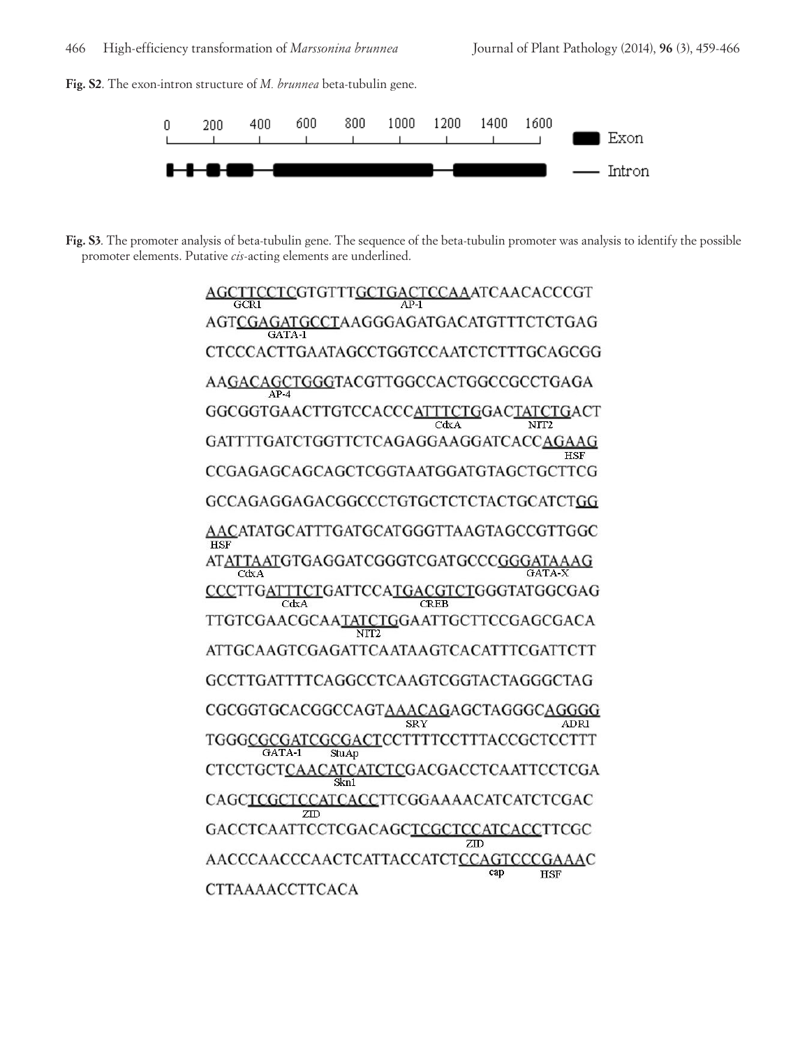**Fig. S2**. The exon-intron structure of *M. brunnea* beta-tubulin gene.

0 200 400 600 800 1000 1200 1400 1600

Exon

Intron

**Fig. S3**. The promoter analysis of beta-tubulin gene. The sequence of the beta-tubulin promoter was analysis to identify the possible promoter elements. Putative *cis*-acting elements are underlined.

AGCTTCCTCGTGTTTGCTGACTCCAAATCAACACCCGT
GCR1 AP-1
AGTCGAGATGCCTAAGGGAGATGACATGTTTCTCTGAG
GATA-1
CTCCCACTTGAATAGCCTGGTCCAATCTCTTTGCAGCGG
AAGACAGCTGGGTACGTTGGCCACTGGCCGCCTGAGA
AP-4
GGCGGTGAACTTGTCCACCCATTTCTGGACTATCTGACT
CdxA NIT2
GATTTTGATCTGGTTCTCAGAGGAAGGATCACCAGAAG
HSF
CCGAGAGCAGCAGCTCGGTAATGGATGTAGCTGCTTCG
GCCAGAGGAGACGGCCCTGTGCTCTCTACTGCATCTGG
AACATATGCATTTGATGCATGGGTTAAGTAGCCGTTGGC
HSF
ATATTAATGTGAGGATCGGGTCGATGCCCGGGATAAAG
CdxA GATA-X
CCCTTGATTTCTGATTCCATGACGTCTGGGTATGGCGAG
CdxA CREB
TTGTCGAACGCAATATCTGGAATTGCTTCCGAGCGACA
NIT2
ATTGCAAGTCGAGATTCAATAAGTCACATTTCGATTCTT
GCCTTGATTTTCAGGCCTCAAGTCGGTACTAGGGCTAG
CGCGGTGCACGGCCAGTAAACAGAGCTAGGGCAGGGG
SRY ADR1
TGGGCGCGATCGCGACTCCTTTTCCTTTACCGCTCCTTT
GATA-1 StuAp
CTCCTGCTCAACATCATCTCGACGACCTCAATTCCTCGA
Skn1
CAGCTCGCTCCATCACCTTCGGAAAACATCATCTCGAC
ZID
GACCTCAATTCCTCGACAGCTCGCTCCATCACCTTCGC
ZID
AACCCAACCCAACTCATTACCATCTCCAGTCCCGAAAC
cap HSF
CTTAAAACCTTCACA